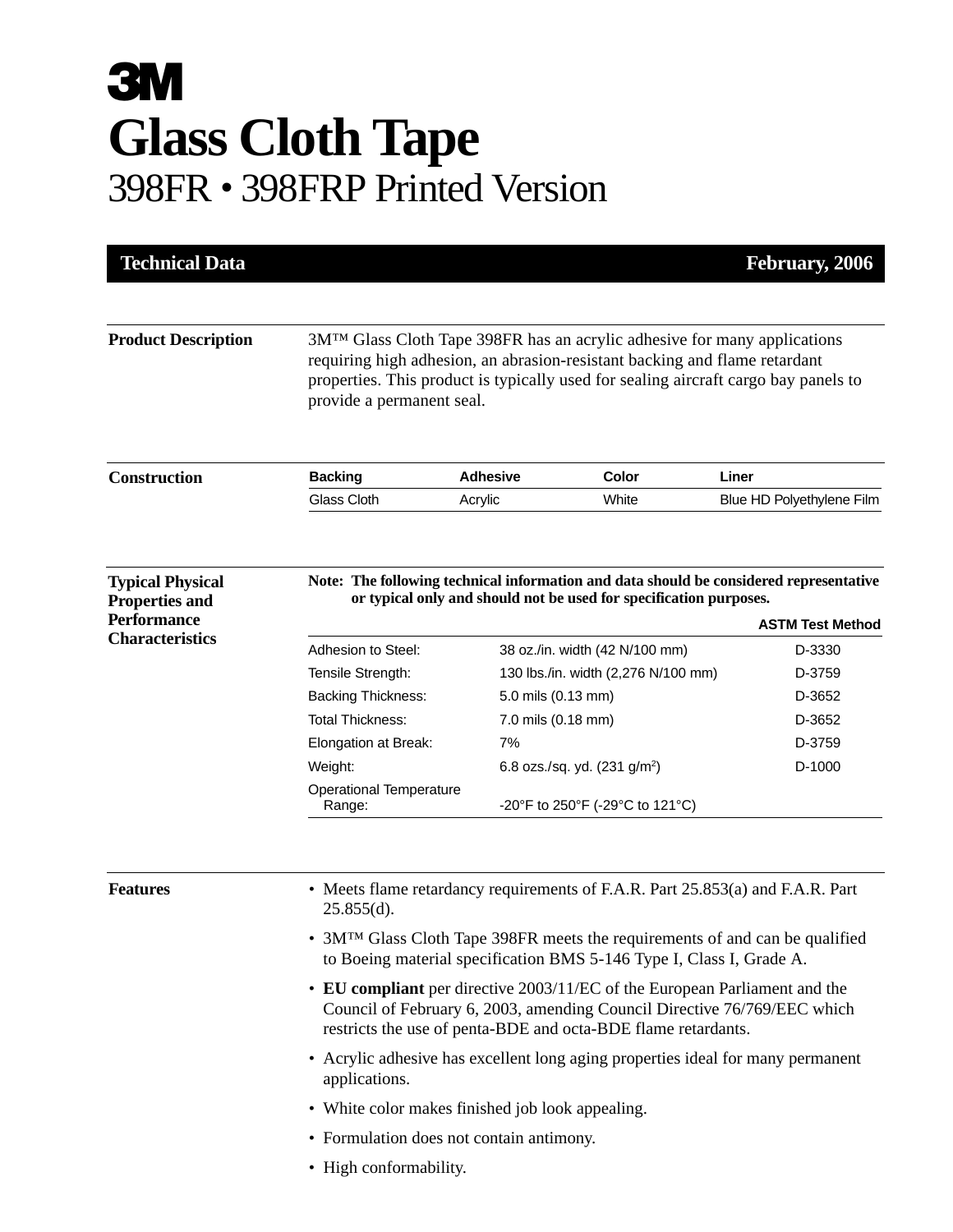# 3M

# Glass Cloth Tape

## 398FR • 398FRP Printed Version

**Technical Data** — **February, 2006**

### Product Description

3M™ Glass Cloth Tape 398FR has an acrylic adhesive for many applications requiring high adhesion, an abrasion-resistant backing and flame retardant properties. This product is typically used for sealing aircraft cargo bay panels to provide a permanent seal.

### Construction

| Backing | Adhesive | Color | Liner |
|---|---|---|---|
| Glass Cloth | Acrylic | White | Blue HD Polyethylene Film |

### Typical Physical Properties and Performance Characteristics

**Note: The following technical information and data should be considered representative or typical only and should not be used for specification purposes.**

| | | ASTM Test Method |
|---|---|---|
| Adhesion to Steel: | 38 oz./in. width (42 N/100 mm) | D-3330 |
| Tensile Strength: | 130 lbs./in. width (2,276 N/100 mm) | D-3759 |
| Backing Thickness: | 5.0 mils (0.13 mm) | D-3652 |
| Total Thickness: | 7.0 mils (0.18 mm) | D-3652 |
| Elongation at Break: | 7% | D-3759 |
| Weight: | 6.8 ozs./sq. yd. (231 g/m$^2$) | D-1000 |
| Operational Temperature Range: | -20°F to 250°F (-29°C to 121°C) | |

### Features

- Meets flame retardancy requirements of F.A.R. Part 25.853(a) and F.A.R. Part 25.855(d).
- 3M™ Glass Cloth Tape 398FR meets the requirements of and can be qualified to Boeing material specification BMS 5-146 Type I, Class I, Grade A.
- **EU compliant** per directive 2003/11/EC of the European Parliament and the Council of February 6, 2003, amending Council Directive 76/769/EEC which restricts the use of penta-BDE and octa-BDE flame retardants.
- Acrylic adhesive has excellent long aging properties ideal for many permanent applications.
- White color makes finished job look appealing.
- Formulation does not contain antimony.
- High conformability.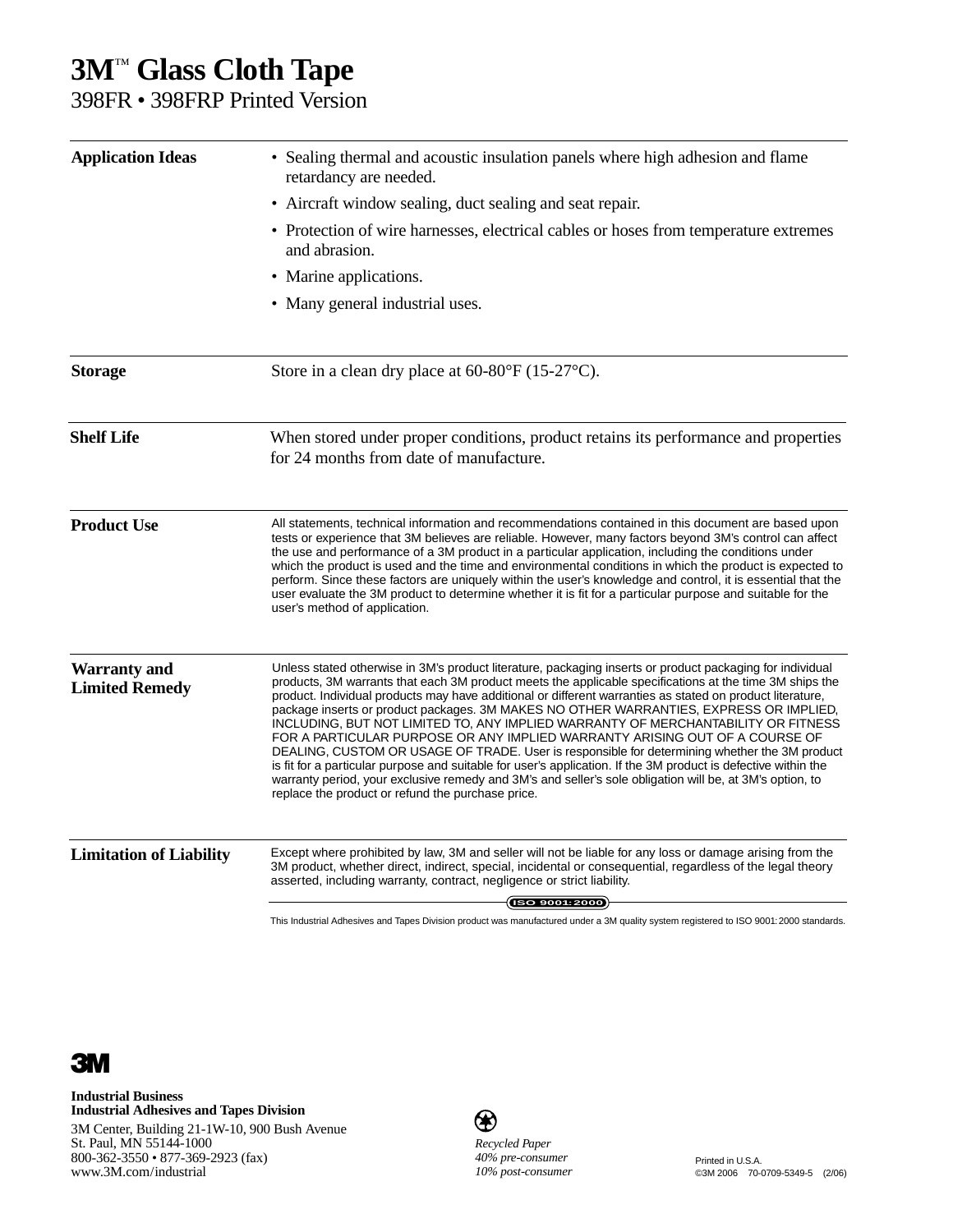# 3M™ Glass Cloth Tape

398FR • 398FRP Printed Version

## Application Ideas

- Sealing thermal and acoustic insulation panels where high adhesion and flame retardancy are needed.
- Aircraft window sealing, duct sealing and seat repair.
- Protection of wire harnesses, electrical cables or hoses from temperature extremes and abrasion.
- Marine applications.
- Many general industrial uses.

## Storage

Store in a clean dry place at 60-80°F (15-27°C).

## Shelf Life

When stored under proper conditions, product retains its performance and properties for 24 months from date of manufacture.

## Product Use

All statements, technical information and recommendations contained in this document are based upon tests or experience that 3M believes are reliable. However, many factors beyond 3M's control can affect the use and performance of a 3M product in a particular application, including the conditions under which the product is used and the time and environmental conditions in which the product is expected to perform. Since these factors are uniquely within the user's knowledge and control, it is essential that the user evaluate the 3M product to determine whether it is fit for a particular purpose and suitable for the user's method of application.

## Warranty and Limited Remedy

Unless stated otherwise in 3M's product literature, packaging inserts or product packaging for individual products, 3M warrants that each 3M product meets the applicable specifications at the time 3M ships the product. Individual products may have additional or different warranties as stated on product literature, package inserts or product packages. 3M MAKES NO OTHER WARRANTIES, EXPRESS OR IMPLIED, INCLUDING, BUT NOT LIMITED TO, ANY IMPLIED WARRANTY OF MERCHANTABILITY OR FITNESS FOR A PARTICULAR PURPOSE OR ANY IMPLIED WARRANTY ARISING OUT OF A COURSE OF DEALING, CUSTOM OR USAGE OF TRADE. User is responsible for determining whether the 3M product is fit for a particular purpose and suitable for user's application. If the 3M product is defective within the warranty period, your exclusive remedy and 3M's and seller's sole obligation will be, at 3M's option, to replace the product or refund the purchase price.

## Limitation of Liability

Except where prohibited by law, 3M and seller will not be liable for any loss or damage arising from the 3M product, whether direct, indirect, special, incidental or consequential, regardless of the legal theory asserted, including warranty, contract, negligence or strict liability.

ISO 9001:2000

This Industrial Adhesives and Tapes Division product was manufactured under a 3M quality system registered to ISO 9001:2000 standards.

3M

**Industrial Business**
**Industrial Adhesives and Tapes Division**

3M Center, Building 21-1W-10, 900 Bush Avenue
St. Paul, MN 55144-1000
800-362-3550 • 877-369-2923 (fax)
www.3M.com/industrial

*Recycled Paper*
*40% pre-consumer*
*10% post-consumer*

Printed in U.S.A.
©3M 2006 70-0709-5349-5 (2/06)